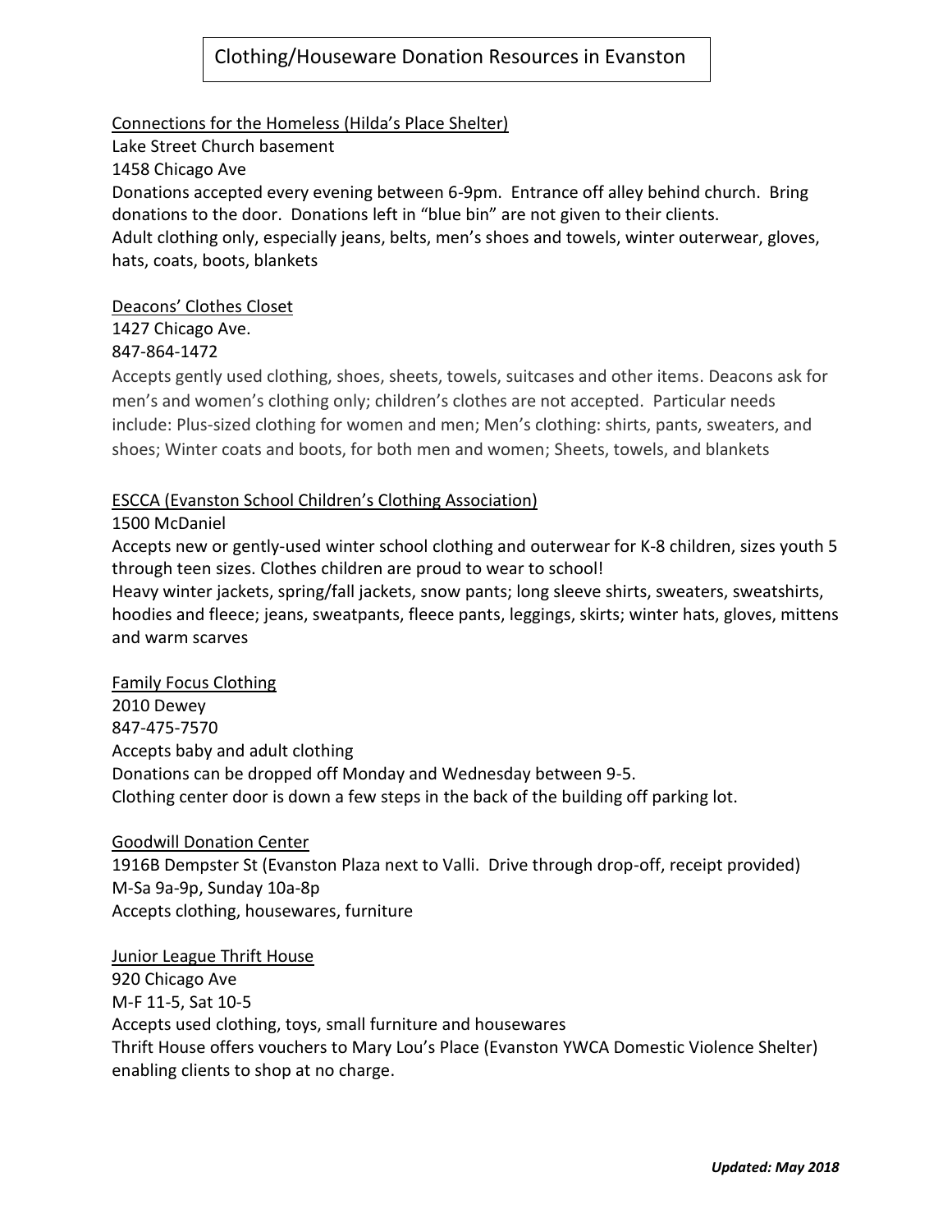# Clothing/Houseware Donation Resources in Evanston

## Connections for the Homeless (Hilda's Place Shelter)

Lake Street Church basement
1458 Chicago Ave
Donations accepted every evening between 6-9pm. Entrance off alley behind church. Bring donations to the door. Donations left in "blue bin" are not given to their clients.
Adult clothing only, especially jeans, belts, men's shoes and towels, winter outerwear, gloves, hats, coats, boots, blankets

## Deacons' Clothes Closet

1427 Chicago Ave.
847-864-1472
Accepts gently used clothing, shoes, sheets, towels, suitcases and other items. Deacons ask for men's and women's clothing only; children's clothes are not accepted. Particular needs include: Plus-sized clothing for women and men; Men's clothing: shirts, pants, sweaters, and shoes; Winter coats and boots, for both men and women; Sheets, towels, and blankets

## ESCCA (Evanston School Children's Clothing Association)

1500 McDaniel
Accepts new or gently-used winter school clothing and outerwear for K-8 children, sizes youth 5 through teen sizes. Clothes children are proud to wear to school!
Heavy winter jackets, spring/fall jackets, snow pants; long sleeve shirts, sweaters, sweatshirts, hoodies and fleece; jeans, sweatpants, fleece pants, leggings, skirts; winter hats, gloves, mittens and warm scarves

## Family Focus Clothing

2010 Dewey
847-475-7570
Accepts baby and adult clothing
Donations can be dropped off Monday and Wednesday between 9-5.
Clothing center door is down a few steps in the back of the building off parking lot.

## Goodwill Donation Center

1916B Dempster St (Evanston Plaza next to Valli. Drive through drop-off, receipt provided)
M-Sa 9a-9p, Sunday 10a-8p
Accepts clothing, housewares, furniture

## Junior League Thrift House

920 Chicago Ave
M-F 11-5, Sat 10-5
Accepts used clothing, toys, small furniture and housewares
Thrift House offers vouchers to Mary Lou's Place (Evanston YWCA Domestic Violence Shelter) enabling clients to shop at no charge.

***Updated: May 2018***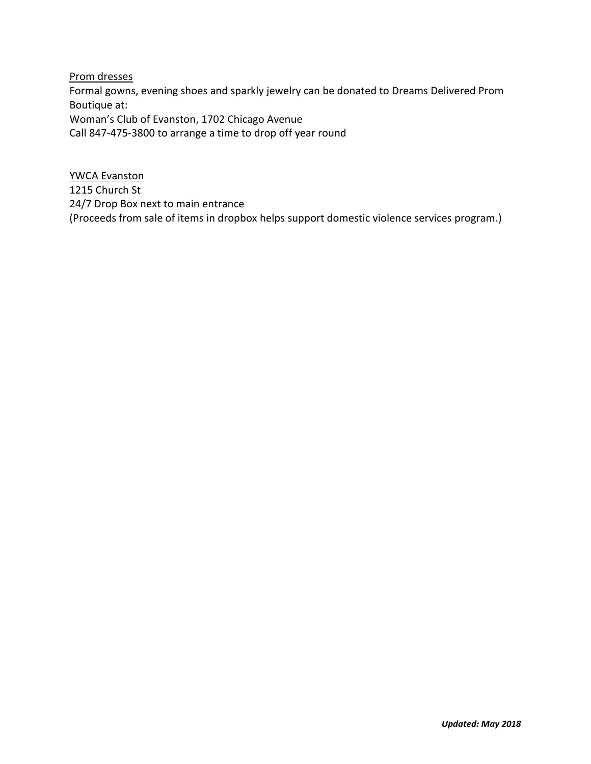<u>Prom dresses</u>
Formal gowns, evening shoes and sparkly jewelry can be donated to Dreams Delivered Prom Boutique at:
Woman's Club of Evanston, 1702 Chicago Avenue
Call 847-475-3800 to arrange a time to drop off year round

<u>YWCA Evanston</u>
1215 Church St
24/7 Drop Box next to main entrance
(Proceeds from sale of items in dropbox helps support domestic violence services program.)

***Updated: May 2018***